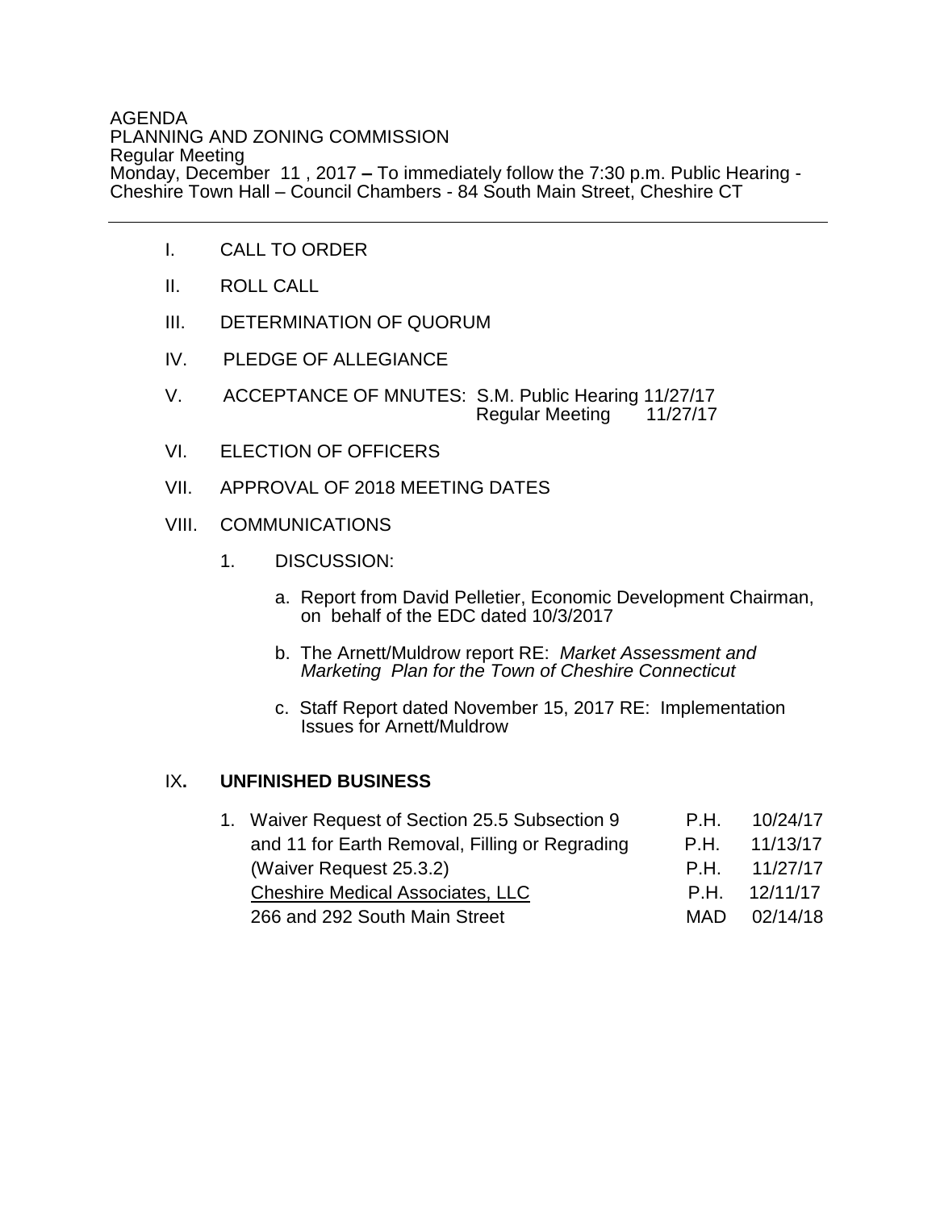AGENDA
PLANNING AND ZONING COMMISSION
Regular Meeting
Monday, December 11 , 2017 **–** To immediately follow the 7:30 p.m. Public Hearing - Cheshire Town Hall – Council Chambers - 84 South Main Street, Cheshire CT

---

I. CALL TO ORDER

II. ROLL CALL

III. DETERMINATION OF QUORUM

IV. PLEDGE OF ALLEGIANCE

V. ACCEPTANCE OF MNUTES: S.M. Public Hearing 11/27/17
Regular Meeting 11/27/17

VI. ELECTION OF OFFICERS

VII. APPROVAL OF 2018 MEETING DATES

VIII. COMMUNICATIONS

1. DISCUSSION:

   a. Report from David Pelletier, Economic Development Chairman, on behalf of the EDC dated 10/3/2017

   b. The Arnett/Muldrow report RE: *Market Assessment and Marketing Plan for the Town of Cheshire Connecticut*

   c. Staff Report dated November 15, 2017 RE: Implementation Issues for Arnett/Muldrow

## IX. UNFINISHED BUSINESS

| | | |
|---|---|---|
| 1. Waiver Request of Section 25.5 Subsection 9 | P.H. | 10/24/17 |
| and 11 for Earth Removal, Filling or Regrading | P.H. | 11/13/17 |
| (Waiver Request 25.3.2) | P.H. | 11/27/17 |
| Cheshire Medical Associates, LLC | P.H. | 12/11/17 |
| 266 and 292 South Main Street | MAD | 02/14/18 |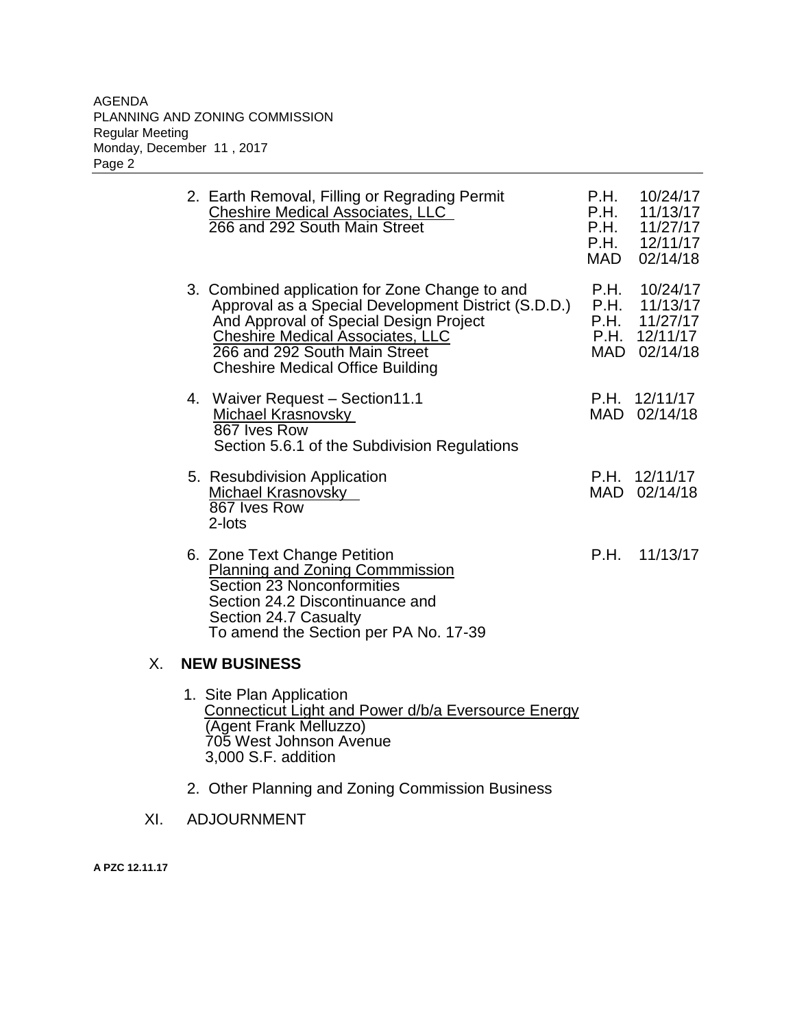2. Earth Removal, Filling or Regrading Permit
   Cheshire Medical Associates, LLC
   266 and 292 South Main Street

   P.H. 10/24/17
   P.H. 11/13/17
   P.H. 11/27/17
   P.H. 12/11/17
   MAD 02/14/18

3. Combined application for Zone Change to and Approval as a Special Development District (S.D.D.) And Approval of Special Design Project
   Cheshire Medical Associates, LLC
   266 and 292 South Main Street
   Cheshire Medical Office Building

   P.H. 10/24/17
   P.H. 11/13/17
   P.H. 11/27/17
   P.H. 12/11/17
   MAD 02/14/18

4. Waiver Request – Section11.1
   Michael Krasnovsky
   867 Ives Row
   Section 5.6.1 of the Subdivision Regulations

   P.H. 12/11/17
   MAD 02/14/18

5. Resubdivision Application
   Michael Krasnovsky
   867 Ives Row
   2-lots

   P.H. 12/11/17
   MAD 02/14/18

6. Zone Text Change Petition
   Planning and Zoning Commmission
   Section 23 Nonconformities
   Section 24.2 Discontinuance and
   Section 24.7 Casualty
   To amend the Section per PA No. 17-39

   P.H. 11/13/17

## X. NEW BUSINESS

1. Site Plan Application
   Connecticut Light and Power d/b/a Eversource Energy
   (Agent Frank Melluzzo)
   705 West Johnson Avenue
   3,000 S.F. addition

2. Other Planning and Zoning Commission Business

## XI. ADJOURNMENT

**A PZC 12.11.17**